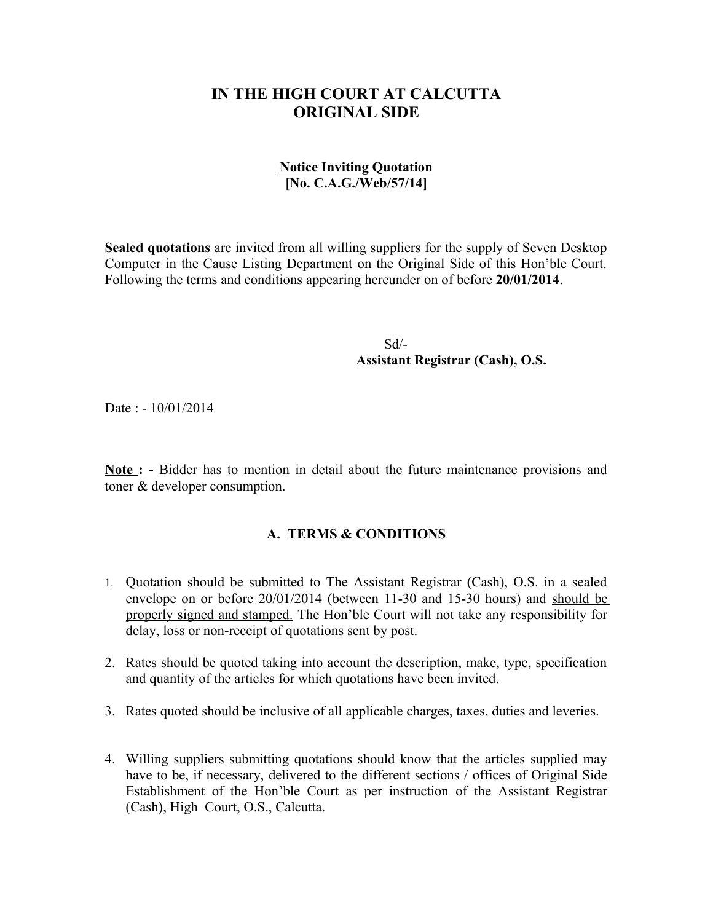# IN THE HIGH COURT AT CALCUTTA
# ORIGINAL SIDE

**Notice Inviting Quotation**
**[No. C.A.G./Web/57/14]**

**Sealed quotations** are invited from all willing suppliers for the supply of Seven Desktop Computer in the Cause Listing Department on the Original Side of this Hon'ble Court. Following the terms and conditions appearing hereunder on of before **20/01/2014**.

Sd/-
**Assistant Registrar (Cash), O.S.**

Date : - 10/01/2014

**Note : -** Bidder has to mention in detail about the future maintenance provisions and toner & developer consumption.

## A. TERMS & CONDITIONS

1. Quotation should be submitted to The Assistant Registrar (Cash), O.S. in a sealed envelope on or before 20/01/2014 (between 11-30 and 15-30 hours) and should be properly signed and stamped. The Hon'ble Court will not take any responsibility for delay, loss or non-receipt of quotations sent by post.

2. Rates should be quoted taking into account the description, make, type, specification and quantity of the articles for which quotations have been invited.

3. Rates quoted should be inclusive of all applicable charges, taxes, duties and leveries.

4. Willing suppliers submitting quotations should know that the articles supplied may have to be, if necessary, delivered to the different sections / offices of Original Side Establishment of the Hon'ble Court as per instruction of the Assistant Registrar (Cash), High Court, O.S., Calcutta.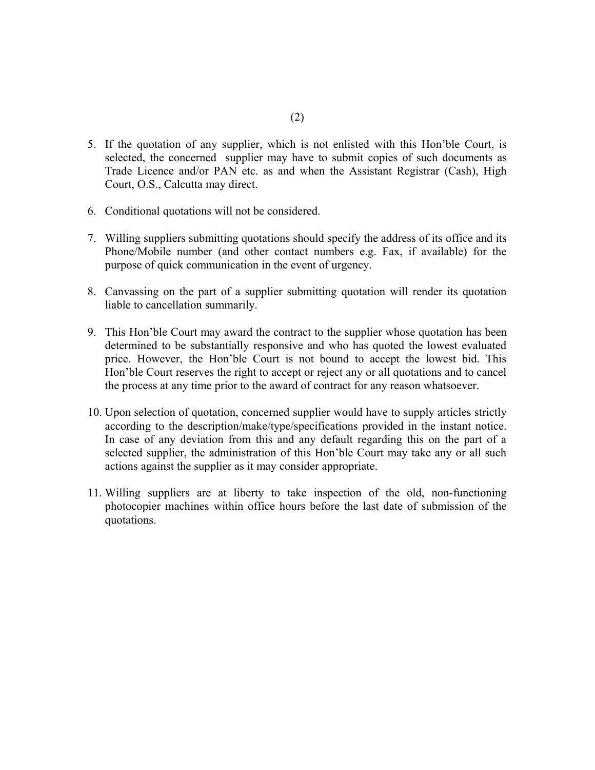5. If the quotation of any supplier, which is not enlisted with this Hon'ble Court, is selected, the concerned supplier may have to submit copies of such documents as Trade Licence and/or PAN etc. as and when the Assistant Registrar (Cash), High Court, O.S., Calcutta may direct.

6. Conditional quotations will not be considered.

7. Willing suppliers submitting quotations should specify the address of its office and its Phone/Mobile number (and other contact numbers e.g. Fax, if available) for the purpose of quick communication in the event of urgency.

8. Canvassing on the part of a supplier submitting quotation will render its quotation liable to cancellation summarily.

9. This Hon'ble Court may award the contract to the supplier whose quotation has been determined to be substantially responsive and who has quoted the lowest evaluated price. However, the Hon'ble Court is not bound to accept the lowest bid. This Hon'ble Court reserves the right to accept or reject any or all quotations and to cancel the process at any time prior to the award of contract for any reason whatsoever.

10. Upon selection of quotation, concerned supplier would have to supply articles strictly according to the description/make/type/specifications provided in the instant notice. In case of any deviation from this and any default regarding this on the part of a selected supplier, the administration of this Hon'ble Court may take any or all such actions against the supplier as it may consider appropriate.

11. Willing suppliers are at liberty to take inspection of the old, non-functioning photocopier machines within office hours before the last date of submission of the quotations.